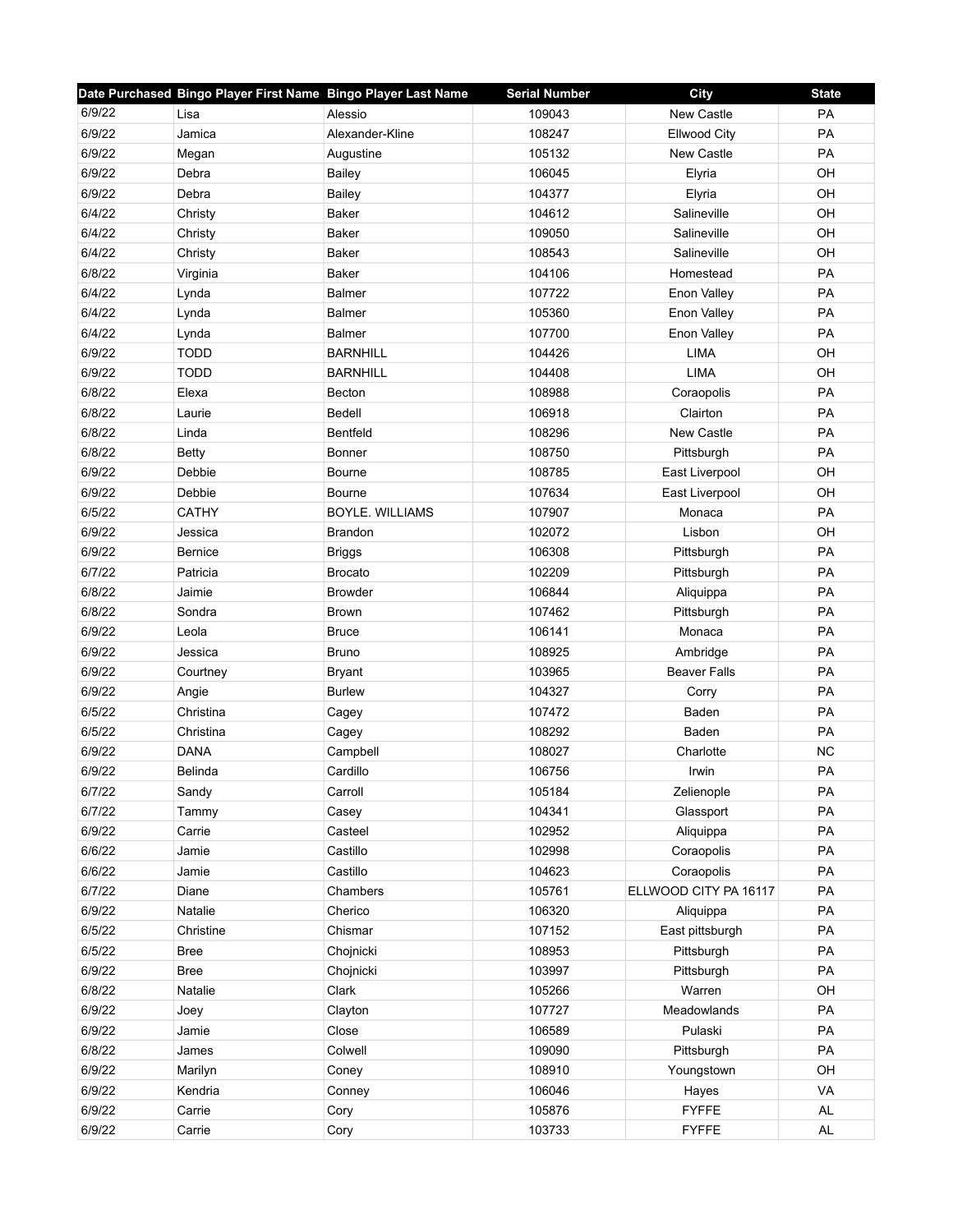| Date Purchased | Bingo Player First Name | Bingo Player Last Name | Serial Number | City | State |
|---|---|---|---|---|---|
| 6/9/22 | Lisa | Alessio | 109043 | New Castle | PA |
| 6/9/22 | Jamica | Alexander-Kline | 108247 | Ellwood City | PA |
| 6/9/22 | Megan | Augustine | 105132 | New Castle | PA |
| 6/9/22 | Debra | Bailey | 106045 | Elyria | OH |
| 6/9/22 | Debra | Bailey | 104377 | Elyria | OH |
| 6/4/22 | Christy | Baker | 104612 | Salineville | OH |
| 6/4/22 | Christy | Baker | 109050 | Salineville | OH |
| 6/4/22 | Christy | Baker | 108543 | Salineville | OH |
| 6/8/22 | Virginia | Baker | 104106 | Homestead | PA |
| 6/4/22 | Lynda | Balmer | 107722 | Enon Valley | PA |
| 6/4/22 | Lynda | Balmer | 105360 | Enon Valley | PA |
| 6/4/22 | Lynda | Balmer | 107700 | Enon Valley | PA |
| 6/9/22 | TODD | BARNHILL | 104426 | LIMA | OH |
| 6/9/22 | TODD | BARNHILL | 104408 | LIMA | OH |
| 6/8/22 | Elexa | Becton | 108988 | Coraopolis | PA |
| 6/8/22 | Laurie | Bedell | 106918 | Clairton | PA |
| 6/8/22 | Linda | Bentfeld | 108296 | New Castle | PA |
| 6/8/22 | Betty | Bonner | 108750 | Pittsburgh | PA |
| 6/9/22 | Debbie | Bourne | 108785 | East Liverpool | OH |
| 6/9/22 | Debbie | Bourne | 107634 | East Liverpool | OH |
| 6/5/22 | CATHY | BOYLE. WILLIAMS | 107907 | Monaca | PA |
| 6/9/22 | Jessica | Brandon | 102072 | Lisbon | OH |
| 6/9/22 | Bernice | Briggs | 106308 | Pittsburgh | PA |
| 6/7/22 | Patricia | Brocato | 102209 | Pittsburgh | PA |
| 6/8/22 | Jaimie | Browder | 106844 | Aliquippa | PA |
| 6/8/22 | Sondra | Brown | 107462 | Pittsburgh | PA |
| 6/9/22 | Leola | Bruce | 106141 | Monaca | PA |
| 6/9/22 | Jessica | Bruno | 108925 | Ambridge | PA |
| 6/9/22 | Courtney | Bryant | 103965 | Beaver Falls | PA |
| 6/9/22 | Angie | Burlew | 104327 | Corry | PA |
| 6/5/22 | Christina | Cagey | 107472 | Baden | PA |
| 6/5/22 | Christina | Cagey | 108292 | Baden | PA |
| 6/9/22 | DANA | Campbell | 108027 | Charlotte | NC |
| 6/9/22 | Belinda | Cardillo | 106756 | Irwin | PA |
| 6/7/22 | Sandy | Carroll | 105184 | Zelienople | PA |
| 6/7/22 | Tammy | Casey | 104341 | Glassport | PA |
| 6/9/22 | Carrie | Casteel | 102952 | Aliquippa | PA |
| 6/6/22 | Jamie | Castillo | 102998 | Coraopolis | PA |
| 6/6/22 | Jamie | Castillo | 104623 | Coraopolis | PA |
| 6/7/22 | Diane | Chambers | 105761 | ELLWOOD CITY PA 16117 | PA |
| 6/9/22 | Natalie | Cherico | 106320 | Aliquippa | PA |
| 6/5/22 | Christine | Chismar | 107152 | East pittsburgh | PA |
| 6/5/22 | Bree | Chojnicki | 108953 | Pittsburgh | PA |
| 6/9/22 | Bree | Chojnicki | 103997 | Pittsburgh | PA |
| 6/8/22 | Natalie | Clark | 105266 | Warren | OH |
| 6/9/22 | Joey | Clayton | 107727 | Meadowlands | PA |
| 6/9/22 | Jamie | Close | 106589 | Pulaski | PA |
| 6/8/22 | James | Colwell | 109090 | Pittsburgh | PA |
| 6/9/22 | Marilyn | Coney | 108910 | Youngstown | OH |
| 6/9/22 | Kendria | Conney | 106046 | Hayes | VA |
| 6/9/22 | Carrie | Cory | 105876 | FYFFE | AL |
| 6/9/22 | Carrie | Cory | 103733 | FYFFE | AL |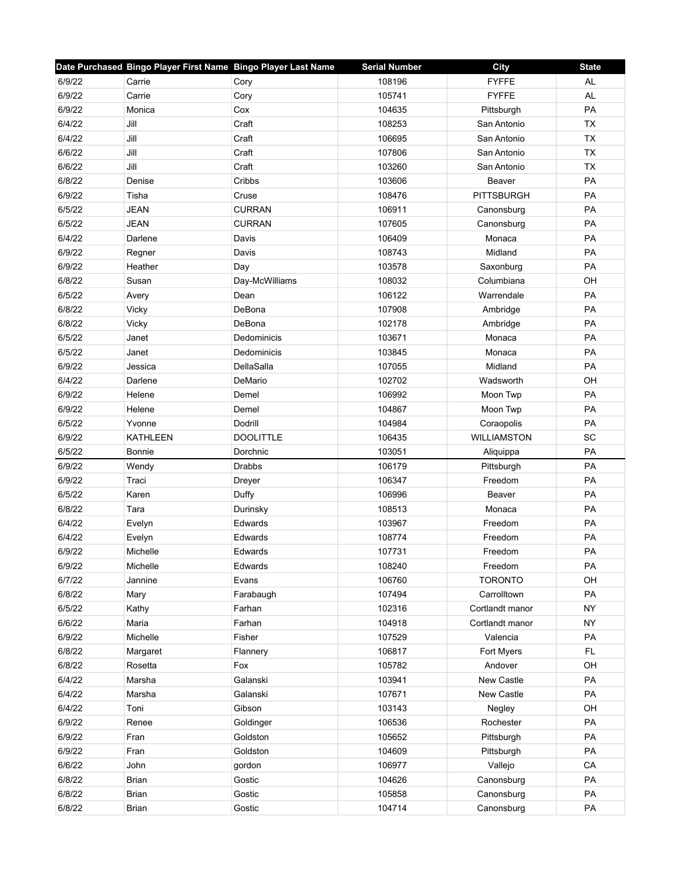| Date Purchased | Bingo Player First Name | Bingo Player Last Name | Serial Number | City | State |
|---|---|---|---|---|---|
| 6/9/22 | Carrie | Cory | 108196 | FYFFE | AL |
| 6/9/22 | Carrie | Cory | 105741 | FYFFE | AL |
| 6/9/22 | Monica | Cox | 104635 | Pittsburgh | PA |
| 6/4/22 | Jill | Craft | 108253 | San Antonio | TX |
| 6/4/22 | Jill | Craft | 106695 | San Antonio | TX |
| 6/6/22 | Jill | Craft | 107806 | San Antonio | TX |
| 6/6/22 | Jill | Craft | 103260 | San Antonio | TX |
| 6/8/22 | Denise | Cribbs | 103606 | Beaver | PA |
| 6/9/22 | Tisha | Cruse | 108476 | PITTSBURGH | PA |
| 6/5/22 | JEAN | CURRAN | 106911 | Canonsburg | PA |
| 6/5/22 | JEAN | CURRAN | 107605 | Canonsburg | PA |
| 6/4/22 | Darlene | Davis | 106409 | Monaca | PA |
| 6/9/22 | Regner | Davis | 108743 | Midland | PA |
| 6/9/22 | Heather | Day | 103578 | Saxonburg | PA |
| 6/8/22 | Susan | Day-McWilliams | 108032 | Columbiana | OH |
| 6/5/22 | Avery | Dean | 106122 | Warrendale | PA |
| 6/8/22 | Vicky | DeBona | 107908 | Ambridge | PA |
| 6/8/22 | Vicky | DeBona | 102178 | Ambridge | PA |
| 6/5/22 | Janet | Dedominicis | 103671 | Monaca | PA |
| 6/5/22 | Janet | Dedominicis | 103845 | Monaca | PA |
| 6/9/22 | Jessica | DellaSalla | 107055 | Midland | PA |
| 6/4/22 | Darlene | DeMario | 102702 | Wadsworth | OH |
| 6/9/22 | Helene | Demel | 106992 | Moon Twp | PA |
| 6/9/22 | Helene | Demel | 104867 | Moon Twp | PA |
| 6/5/22 | Yvonne | Dodrill | 104984 | Coraopolis | PA |
| 6/9/22 | KATHLEEN | DOOLITTLE | 106435 | WILLIAMSTON | SC |
| 6/5/22 | Bonnie | Dorchnic | 103051 | Aliquippa | PA |
| 6/9/22 | Wendy | Drabbs | 106179 | Pittsburgh | PA |
| 6/9/22 | Traci | Dreyer | 106347 | Freedom | PA |
| 6/5/22 | Karen | Duffy | 106996 | Beaver | PA |
| 6/8/22 | Tara | Durinsky | 108513 | Monaca | PA |
| 6/4/22 | Evelyn | Edwards | 103967 | Freedom | PA |
| 6/4/22 | Evelyn | Edwards | 108774 | Freedom | PA |
| 6/9/22 | Michelle | Edwards | 107731 | Freedom | PA |
| 6/9/22 | Michelle | Edwards | 108240 | Freedom | PA |
| 6/7/22 | Jannine | Evans | 106760 | TORONTO | OH |
| 6/8/22 | Mary | Farabaugh | 107494 | Carrolltown | PA |
| 6/5/22 | Kathy | Farhan | 102316 | Cortlandt manor | NY |
| 6/6/22 | Maria | Farhan | 104918 | Cortlandt manor | NY |
| 6/9/22 | Michelle | Fisher | 107529 | Valencia | PA |
| 6/8/22 | Margaret | Flannery | 106817 | Fort Myers | FL |
| 6/8/22 | Rosetta | Fox | 105782 | Andover | OH |
| 6/4/22 | Marsha | Galanski | 103941 | New Castle | PA |
| 6/4/22 | Marsha | Galanski | 107671 | New Castle | PA |
| 6/4/22 | Toni | Gibson | 103143 | Negley | OH |
| 6/9/22 | Renee | Goldinger | 106536 | Rochester | PA |
| 6/9/22 | Fran | Goldston | 105652 | Pittsburgh | PA |
| 6/9/22 | Fran | Goldston | 104609 | Pittsburgh | PA |
| 6/6/22 | John | gordon | 106977 | Vallejo | CA |
| 6/8/22 | Brian | Gostic | 104626 | Canonsburg | PA |
| 6/8/22 | Brian | Gostic | 105858 | Canonsburg | PA |
| 6/8/22 | Brian | Gostic | 104714 | Canonsburg | PA |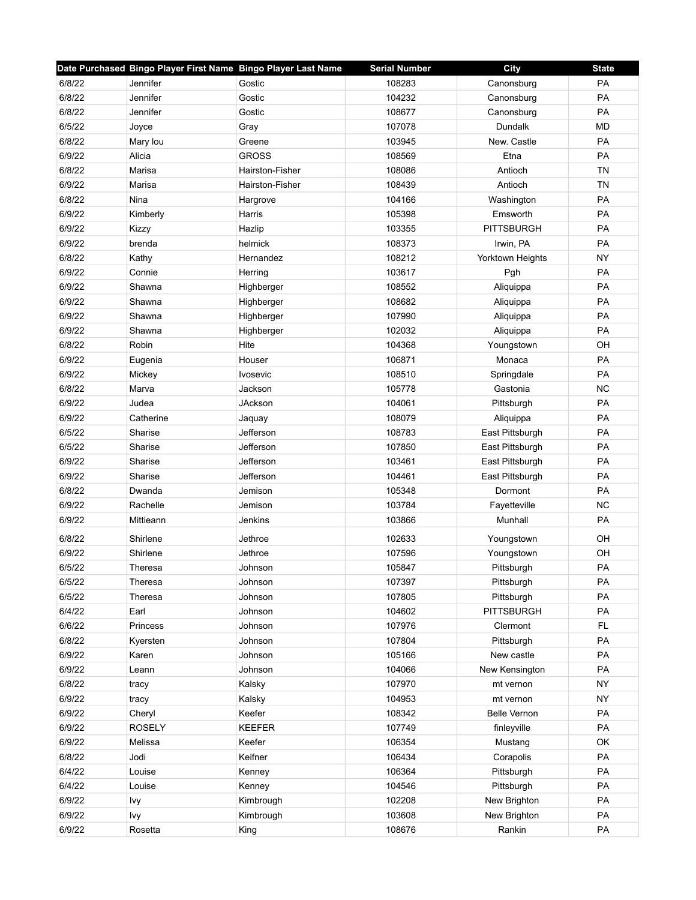| Date Purchased | Bingo Player First Name | Bingo Player Last Name | Serial Number | City | State |
|---|---|---|---|---|---|
| 6/8/22 | Jennifer | Gostic | 108283 | Canonsburg | PA |
| 6/8/22 | Jennifer | Gostic | 104232 | Canonsburg | PA |
| 6/8/22 | Jennifer | Gostic | 108677 | Canonsburg | PA |
| 6/5/22 | Joyce | Gray | 107078 | Dundalk | MD |
| 6/8/22 | Mary lou | Greene | 103945 | New. Castle | PA |
| 6/9/22 | Alicia | GROSS | 108569 | Etna | PA |
| 6/8/22 | Marisa | Hairston-Fisher | 108086 | Antioch | TN |
| 6/9/22 | Marisa | Hairston-Fisher | 108439 | Antioch | TN |
| 6/8/22 | Nina | Hargrove | 104166 | Washington | PA |
| 6/9/22 | Kimberly | Harris | 105398 | Emsworth | PA |
| 6/9/22 | Kizzy | Hazlip | 103355 | PITTSBURGH | PA |
| 6/9/22 | brenda | helmick | 108373 | Irwin, PA | PA |
| 6/8/22 | Kathy | Hernandez | 108212 | Yorktown Heights | NY |
| 6/9/22 | Connie | Herring | 103617 | Pgh | PA |
| 6/9/22 | Shawna | Highberger | 108552 | Aliquippa | PA |
| 6/9/22 | Shawna | Highberger | 108682 | Aliquippa | PA |
| 6/9/22 | Shawna | Highberger | 107990 | Aliquippa | PA |
| 6/9/22 | Shawna | Highberger | 102032 | Aliquippa | PA |
| 6/8/22 | Robin | Hite | 104368 | Youngstown | OH |
| 6/9/22 | Eugenia | Houser | 106871 | Monaca | PA |
| 6/9/22 | Mickey | Ivosevic | 108510 | Springdale | PA |
| 6/8/22 | Marva | Jackson | 105778 | Gastonia | NC |
| 6/9/22 | Judea | JAckson | 104061 | Pittsburgh | PA |
| 6/9/22 | Catherine | Jaquay | 108079 | Aliquippa | PA |
| 6/5/22 | Sharise | Jefferson | 108783 | East Pittsburgh | PA |
| 6/5/22 | Sharise | Jefferson | 107850 | East Pittsburgh | PA |
| 6/9/22 | Sharise | Jefferson | 103461 | East Pittsburgh | PA |
| 6/9/22 | Sharise | Jefferson | 104461 | East Pittsburgh | PA |
| 6/8/22 | Dwanda | Jemison | 105348 | Dormont | PA |
| 6/9/22 | Rachelle | Jemison | 103784 | Fayetteville | NC |
| 6/9/22 | Mittieann | Jenkins | 103866 | Munhall | PA |
| 6/8/22 | Shirlene | Jethroe | 102633 | Youngstown | OH |
| 6/9/22 | Shirlene | Jethroe | 107596 | Youngstown | OH |
| 6/5/22 | Theresa | Johnson | 105847 | Pittsburgh | PA |
| 6/5/22 | Theresa | Johnson | 107397 | Pittsburgh | PA |
| 6/5/22 | Theresa | Johnson | 107805 | Pittsburgh | PA |
| 6/4/22 | Earl | Johnson | 104602 | PITTSBURGH | PA |
| 6/6/22 | Princess | Johnson | 107976 | Clermont | FL |
| 6/8/22 | Kyersten | Johnson | 107804 | Pittsburgh | PA |
| 6/9/22 | Karen | Johnson | 105166 | New castle | PA |
| 6/9/22 | Leann | Johnson | 104066 | New Kensington | PA |
| 6/8/22 | tracy | Kalsky | 107970 | mt vernon | NY |
| 6/9/22 | tracy | Kalsky | 104953 | mt vernon | NY |
| 6/9/22 | Cheryl | Keefer | 108342 | Belle Vernon | PA |
| 6/9/22 | ROSELY | KEEFER | 107749 | finleyville | PA |
| 6/9/22 | Melissa | Keefer | 106354 | Mustang | OK |
| 6/8/22 | Jodi | Keifner | 106434 | Corapolis | PA |
| 6/4/22 | Louise | Kenney | 106364 | Pittsburgh | PA |
| 6/4/22 | Louise | Kenney | 104546 | Pittsburgh | PA |
| 6/9/22 | Ivy | Kimbrough | 102208 | New Brighton | PA |
| 6/9/22 | Ivy | Kimbrough | 103608 | New Brighton | PA |
| 6/9/22 | Rosetta | King | 108676 | Rankin | PA |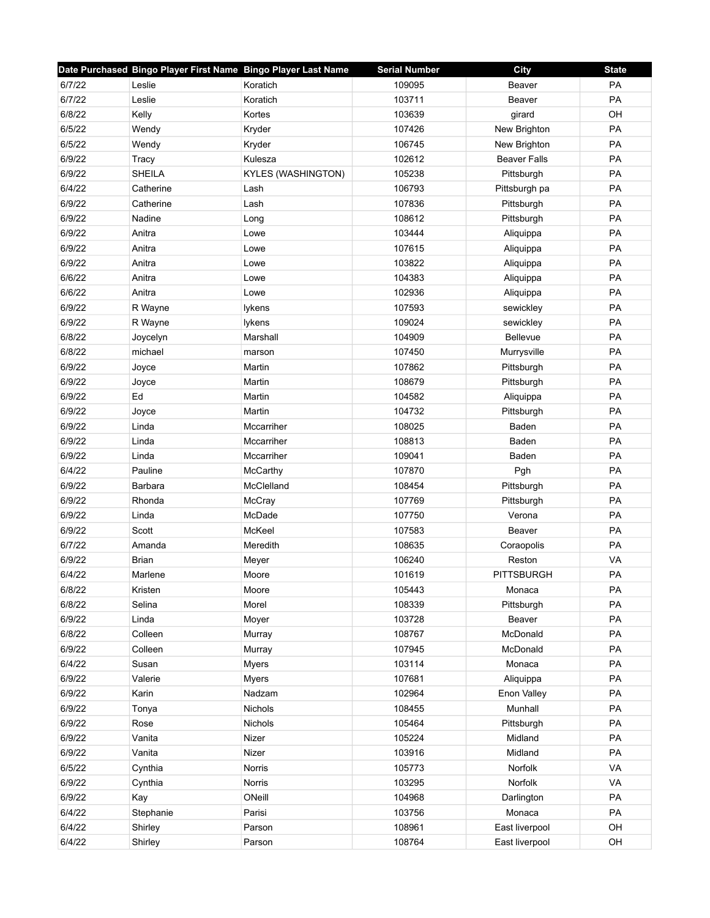| Date Purchased | Bingo Player First Name | Bingo Player Last Name | Serial Number | City | State |
|---|---|---|---|---|---|
| 6/7/22 | Leslie | Koratich | 109095 | Beaver | PA |
| 6/7/22 | Leslie | Koratich | 103711 | Beaver | PA |
| 6/8/22 | Kelly | Kortes | 103639 | girard | OH |
| 6/5/22 | Wendy | Kryder | 107426 | New Brighton | PA |
| 6/5/22 | Wendy | Kryder | 106745 | New Brighton | PA |
| 6/9/22 | Tracy | Kulesza | 102612 | Beaver Falls | PA |
| 6/9/22 | SHEILA | KYLES (WASHINGTON) | 105238 | Pittsburgh | PA |
| 6/4/22 | Catherine | Lash | 106793 | Pittsburgh pa | PA |
| 6/9/22 | Catherine | Lash | 107836 | Pittsburgh | PA |
| 6/9/22 | Nadine | Long | 108612 | Pittsburgh | PA |
| 6/9/22 | Anitra | Lowe | 103444 | Aliquippa | PA |
| 6/9/22 | Anitra | Lowe | 107615 | Aliquippa | PA |
| 6/9/22 | Anitra | Lowe | 103822 | Aliquippa | PA |
| 6/6/22 | Anitra | Lowe | 104383 | Aliquippa | PA |
| 6/6/22 | Anitra | Lowe | 102936 | Aliquippa | PA |
| 6/9/22 | R Wayne | lykens | 107593 | sewickley | PA |
| 6/9/22 | R Wayne | lykens | 109024 | sewickley | PA |
| 6/8/22 | Joycelyn | Marshall | 104909 | Bellevue | PA |
| 6/8/22 | michael | marson | 107450 | Murrysville | PA |
| 6/9/22 | Joyce | Martin | 107862 | Pittsburgh | PA |
| 6/9/22 | Joyce | Martin | 108679 | Pittsburgh | PA |
| 6/9/22 | Ed | Martin | 104582 | Aliquippa | PA |
| 6/9/22 | Joyce | Martin | 104732 | Pittsburgh | PA |
| 6/9/22 | Linda | Mccarriher | 108025 | Baden | PA |
| 6/9/22 | Linda | Mccarriher | 108813 | Baden | PA |
| 6/9/22 | Linda | Mccarriher | 109041 | Baden | PA |
| 6/4/22 | Pauline | McCarthy | 107870 | Pgh | PA |
| 6/9/22 | Barbara | McClelland | 108454 | Pittsburgh | PA |
| 6/9/22 | Rhonda | McCray | 107769 | Pittsburgh | PA |
| 6/9/22 | Linda | McDade | 107750 | Verona | PA |
| 6/9/22 | Scott | McKeel | 107583 | Beaver | PA |
| 6/7/22 | Amanda | Meredith | 108635 | Coraopolis | PA |
| 6/9/22 | Brian | Meyer | 106240 | Reston | VA |
| 6/4/22 | Marlene | Moore | 101619 | PITTSBURGH | PA |
| 6/8/22 | Kristen | Moore | 105443 | Monaca | PA |
| 6/8/22 | Selina | Morel | 108339 | Pittsburgh | PA |
| 6/9/22 | Linda | Moyer | 103728 | Beaver | PA |
| 6/8/22 | Colleen | Murray | 108767 | McDonald | PA |
| 6/9/22 | Colleen | Murray | 107945 | McDonald | PA |
| 6/4/22 | Susan | Myers | 103114 | Monaca | PA |
| 6/9/22 | Valerie | Myers | 107681 | Aliquippa | PA |
| 6/9/22 | Karin | Nadzam | 102964 | Enon Valley | PA |
| 6/9/22 | Tonya | Nichols | 108455 | Munhall | PA |
| 6/9/22 | Rose | Nichols | 105464 | Pittsburgh | PA |
| 6/9/22 | Vanita | Nizer | 105224 | Midland | PA |
| 6/9/22 | Vanita | Nizer | 103916 | Midland | PA |
| 6/5/22 | Cynthia | Norris | 105773 | Norfolk | VA |
| 6/9/22 | Cynthia | Norris | 103295 | Norfolk | VA |
| 6/9/22 | Kay | ONeill | 104968 | Darlington | PA |
| 6/4/22 | Stephanie | Parisi | 103756 | Monaca | PA |
| 6/4/22 | Shirley | Parson | 108961 | East liverpool | OH |
| 6/4/22 | Shirley | Parson | 108764 | East liverpool | OH |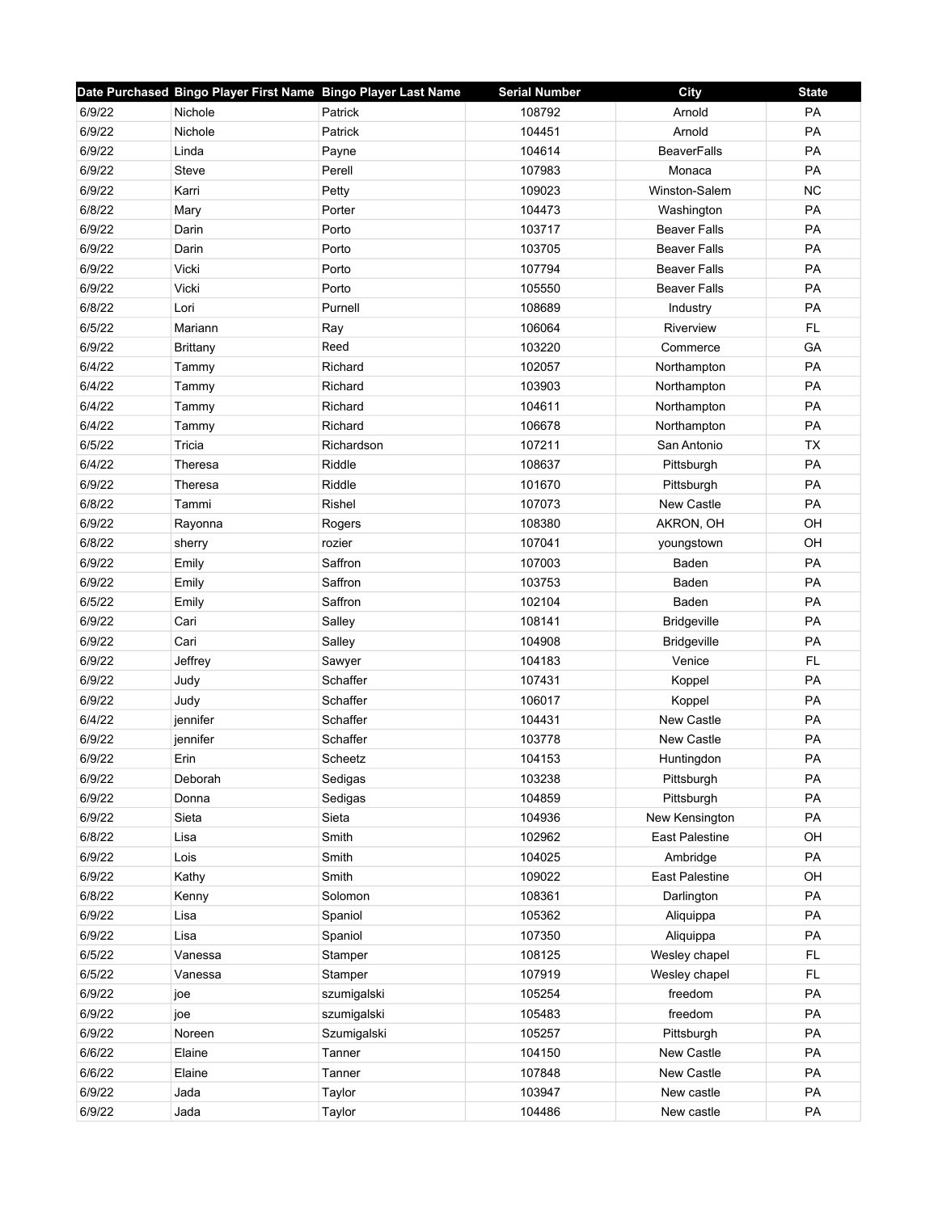| Date Purchased | Bingo Player First Name | Bingo Player Last Name | Serial Number | City | State |
|---|---|---|---|---|---|
| 6/9/22 | Nichole | Patrick | 108792 | Arnold | PA |
| 6/9/22 | Nichole | Patrick | 104451 | Arnold | PA |
| 6/9/22 | Linda | Payne | 104614 | BeaverFalls | PA |
| 6/9/22 | Steve | Perell | 107983 | Monaca | PA |
| 6/9/22 | Karri | Petty | 109023 | Winston-Salem | NC |
| 6/8/22 | Mary | Porter | 104473 | Washington | PA |
| 6/9/22 | Darin | Porto | 103717 | Beaver Falls | PA |
| 6/9/22 | Darin | Porto | 103705 | Beaver Falls | PA |
| 6/9/22 | Vicki | Porto | 107794 | Beaver Falls | PA |
| 6/9/22 | Vicki | Porto | 105550 | Beaver Falls | PA |
| 6/8/22 | Lori | Purnell | 108689 | Industry | PA |
| 6/5/22 | Mariann | Ray | 106064 | Riverview | FL |
| 6/9/22 | Brittany | Reed | 103220 | Commerce | GA |
| 6/4/22 | Tammy | Richard | 102057 | Northampton | PA |
| 6/4/22 | Tammy | Richard | 103903 | Northampton | PA |
| 6/4/22 | Tammy | Richard | 104611 | Northampton | PA |
| 6/4/22 | Tammy | Richard | 106678 | Northampton | PA |
| 6/5/22 | Tricia | Richardson | 107211 | San Antonio | TX |
| 6/4/22 | Theresa | Riddle | 108637 | Pittsburgh | PA |
| 6/9/22 | Theresa | Riddle | 101670 | Pittsburgh | PA |
| 6/8/22 | Tammi | Rishel | 107073 | New Castle | PA |
| 6/9/22 | Rayonna | Rogers | 108380 | AKRON, OH | OH |
| 6/8/22 | sherry | rozier | 107041 | youngstown | OH |
| 6/9/22 | Emily | Saffron | 107003 | Baden | PA |
| 6/9/22 | Emily | Saffron | 103753 | Baden | PA |
| 6/5/22 | Emily | Saffron | 102104 | Baden | PA |
| 6/9/22 | Cari | Salley | 108141 | Bridgeville | PA |
| 6/9/22 | Cari | Salley | 104908 | Bridgeville | PA |
| 6/9/22 | Jeffrey | Sawyer | 104183 | Venice | FL |
| 6/9/22 | Judy | Schaffer | 107431 | Koppel | PA |
| 6/9/22 | Judy | Schaffer | 106017 | Koppel | PA |
| 6/4/22 | jennifer | Schaffer | 104431 | New Castle | PA |
| 6/9/22 | jennifer | Schaffer | 103778 | New Castle | PA |
| 6/9/22 | Erin | Scheetz | 104153 | Huntingdon | PA |
| 6/9/22 | Deborah | Sedigas | 103238 | Pittsburgh | PA |
| 6/9/22 | Donna | Sedigas | 104859 | Pittsburgh | PA |
| 6/9/22 | Sieta | Sieta | 104936 | New Kensington | PA |
| 6/8/22 | Lisa | Smith | 102962 | East Palestine | OH |
| 6/9/22 | Lois | Smith | 104025 | Ambridge | PA |
| 6/9/22 | Kathy | Smith | 109022 | East Palestine | OH |
| 6/8/22 | Kenny | Solomon | 108361 | Darlington | PA |
| 6/9/22 | Lisa | Spaniol | 105362 | Aliquippa | PA |
| 6/9/22 | Lisa | Spaniol | 107350 | Aliquippa | PA |
| 6/5/22 | Vanessa | Stamper | 108125 | Wesley chapel | FL |
| 6/5/22 | Vanessa | Stamper | 107919 | Wesley chapel | FL |
| 6/9/22 | joe | szumigalski | 105254 | freedom | PA |
| 6/9/22 | joe | szumigalski | 105483 | freedom | PA |
| 6/9/22 | Noreen | Szumigalski | 105257 | Pittsburgh | PA |
| 6/6/22 | Elaine | Tanner | 104150 | New Castle | PA |
| 6/6/22 | Elaine | Tanner | 107848 | New Castle | PA |
| 6/9/22 | Jada | Taylor | 103947 | New castle | PA |
| 6/9/22 | Jada | Taylor | 104486 | New castle | PA |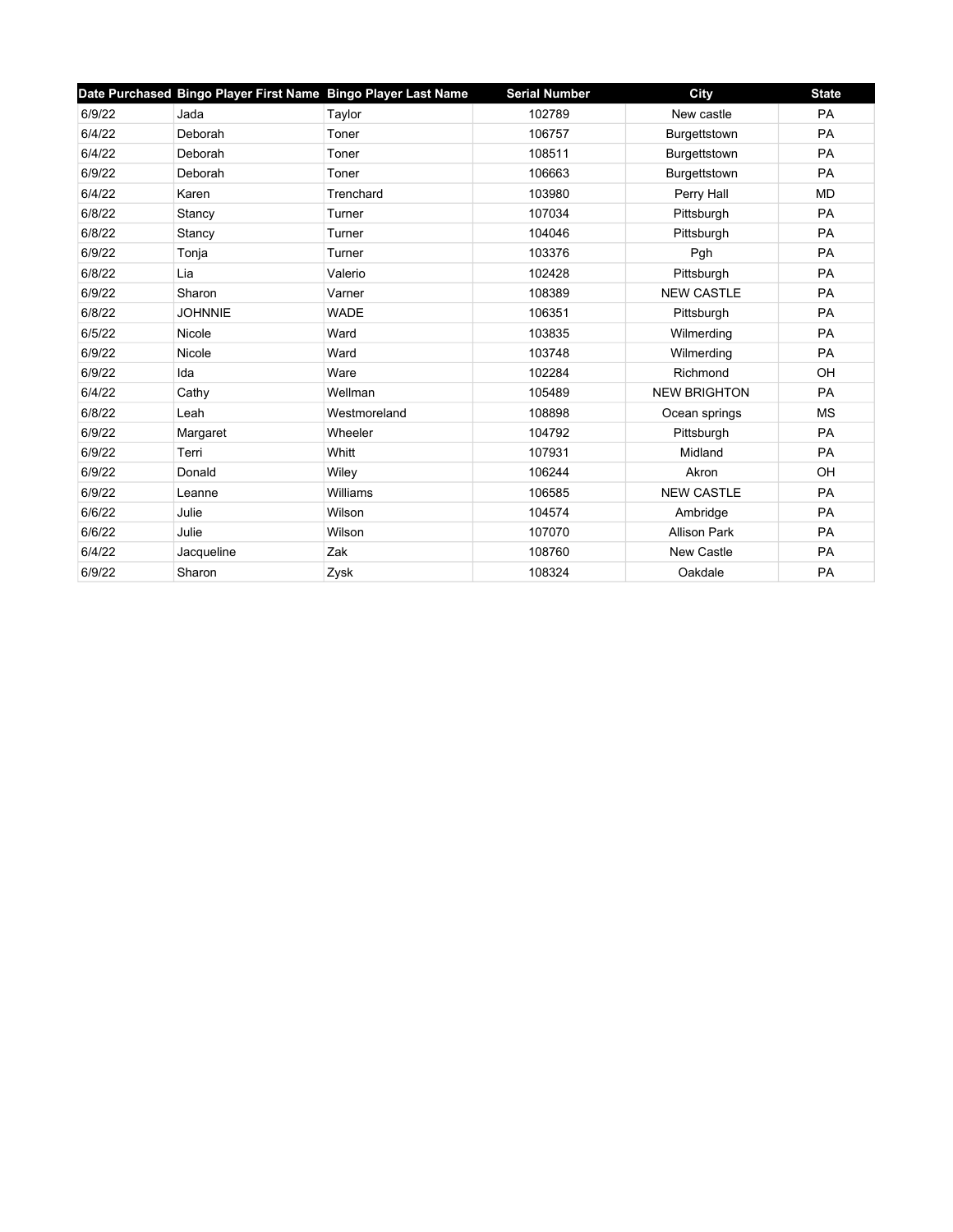| Date Purchased | Bingo Player First Name | Bingo Player Last Name | Serial Number | City | State |
|---|---|---|---|---|---|
| 6/9/22 | Jada | Taylor | 102789 | New castle | PA |
| 6/4/22 | Deborah | Toner | 106757 | Burgettstown | PA |
| 6/4/22 | Deborah | Toner | 108511 | Burgettstown | PA |
| 6/9/22 | Deborah | Toner | 106663 | Burgettstown | PA |
| 6/4/22 | Karen | Trenchard | 103980 | Perry Hall | MD |
| 6/8/22 | Stancy | Turner | 107034 | Pittsburgh | PA |
| 6/8/22 | Stancy | Turner | 104046 | Pittsburgh | PA |
| 6/9/22 | Tonja | Turner | 103376 | Pgh | PA |
| 6/8/22 | Lia | Valerio | 102428 | Pittsburgh | PA |
| 6/9/22 | Sharon | Varner | 108389 | NEW CASTLE | PA |
| 6/8/22 | JOHNNIE | WADE | 106351 | Pittsburgh | PA |
| 6/5/22 | Nicole | Ward | 103835 | Wilmerding | PA |
| 6/9/22 | Nicole | Ward | 103748 | Wilmerding | PA |
| 6/9/22 | Ida | Ware | 102284 | Richmond | OH |
| 6/4/22 | Cathy | Wellman | 105489 | NEW BRIGHTON | PA |
| 6/8/22 | Leah | Westmoreland | 108898 | Ocean springs | MS |
| 6/9/22 | Margaret | Wheeler | 104792 | Pittsburgh | PA |
| 6/9/22 | Terri | Whitt | 107931 | Midland | PA |
| 6/9/22 | Donald | Wiley | 106244 | Akron | OH |
| 6/9/22 | Leanne | Williams | 106585 | NEW CASTLE | PA |
| 6/6/22 | Julie | Wilson | 104574 | Ambridge | PA |
| 6/6/22 | Julie | Wilson | 107070 | Allison Park | PA |
| 6/4/22 | Jacqueline | Zak | 108760 | New Castle | PA |
| 6/9/22 | Sharon | Zysk | 108324 | Oakdale | PA |